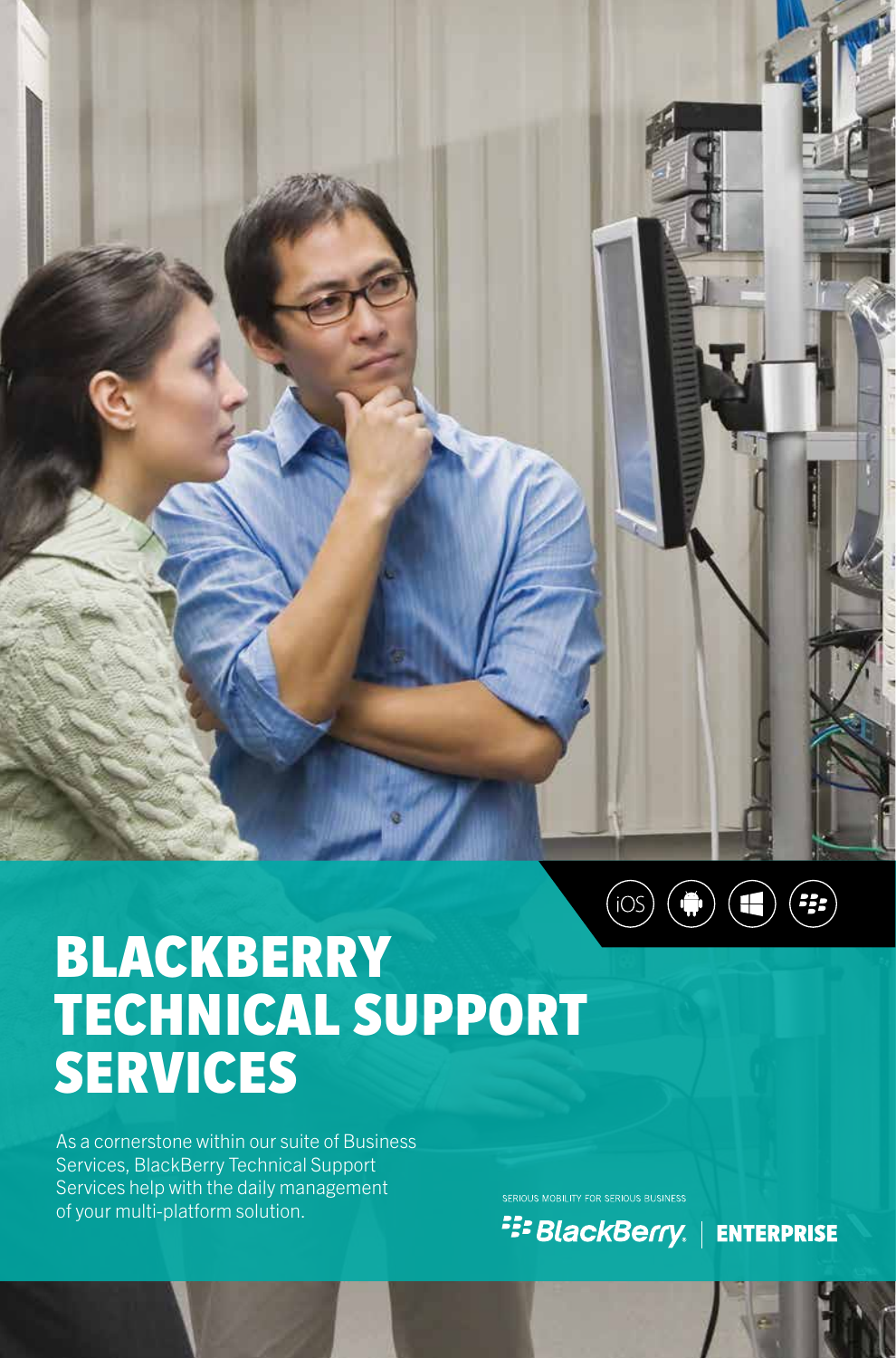# BLACKBERRY TECHNICAL SUPPORT SERVICES

As a cornerstone within our suite of Business Services, BlackBerry Technical Support Services help with the daily management of your multi-platform solution.

SERIOUS MOBILITY FOR SERIOUS BUSINESS

BlackBerry | ENTERPRISE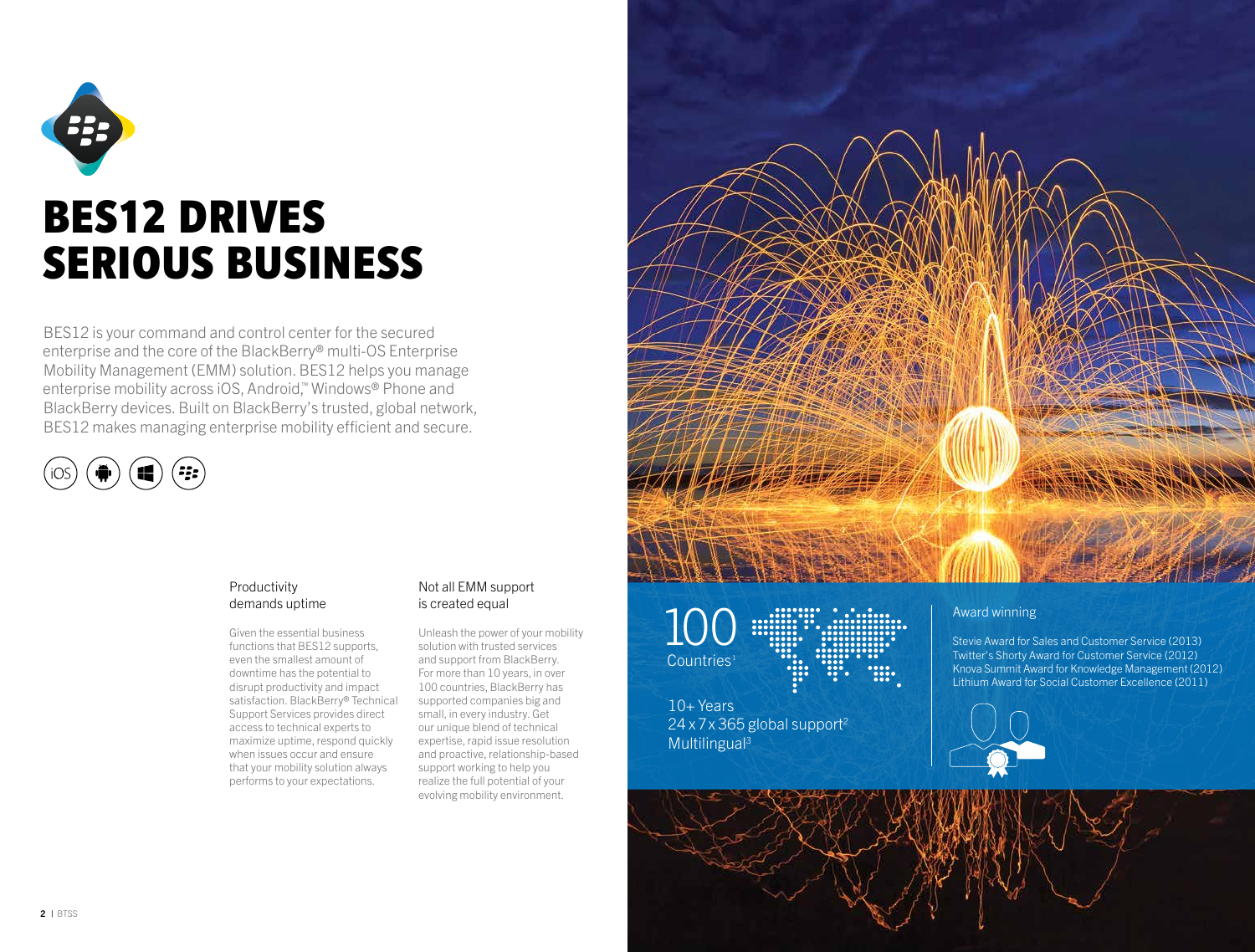# BES12 DRIVES SERIOUS BUSINESS

BES12 is your command and control center for the secured enterprise and the core of the BlackBerry® multi-OS Enterprise Mobility Management (EMM) solution. BES12 helps you manage enterprise mobility across iOS, Android,™ Windows® Phone and BlackBerry devices. Built on BlackBerry's trusted, global network, BES12 makes managing enterprise mobility efficient and secure.

iOS

### Productivity demands uptime

Given the essential business functions that BES12 supports, even the smallest amount of downtime has the potential to disrupt productivity and impact satisfaction. BlackBerry® Technical Support Services provides direct access to technical experts to maximize uptime, respond quickly when issues occur and ensure that your mobility solution always performs to your expectations.

### Not all EMM support is created equal

Unleash the power of your mobility solution with trusted services and support from BlackBerry. For more than 10 years, in over 100 countries, BlackBerry has supported companies big and small, in every industry. Get our unique blend of technical expertise, rapid issue resolution and proactive, relationship-based support working to help you realize the full potential of your evolving mobility environment.

100
Countries[1]

10+ Years
24 x 7 x 365 global support[2]
Multilingual[3]

### Award winning

Stevie Award for Sales and Customer Service (2013)
Twitter's Shorty Award for Customer Service (2012)
Knova Summit Award for Knowledge Management (2012)
Lithium Award for Social Customer Excellence (2011)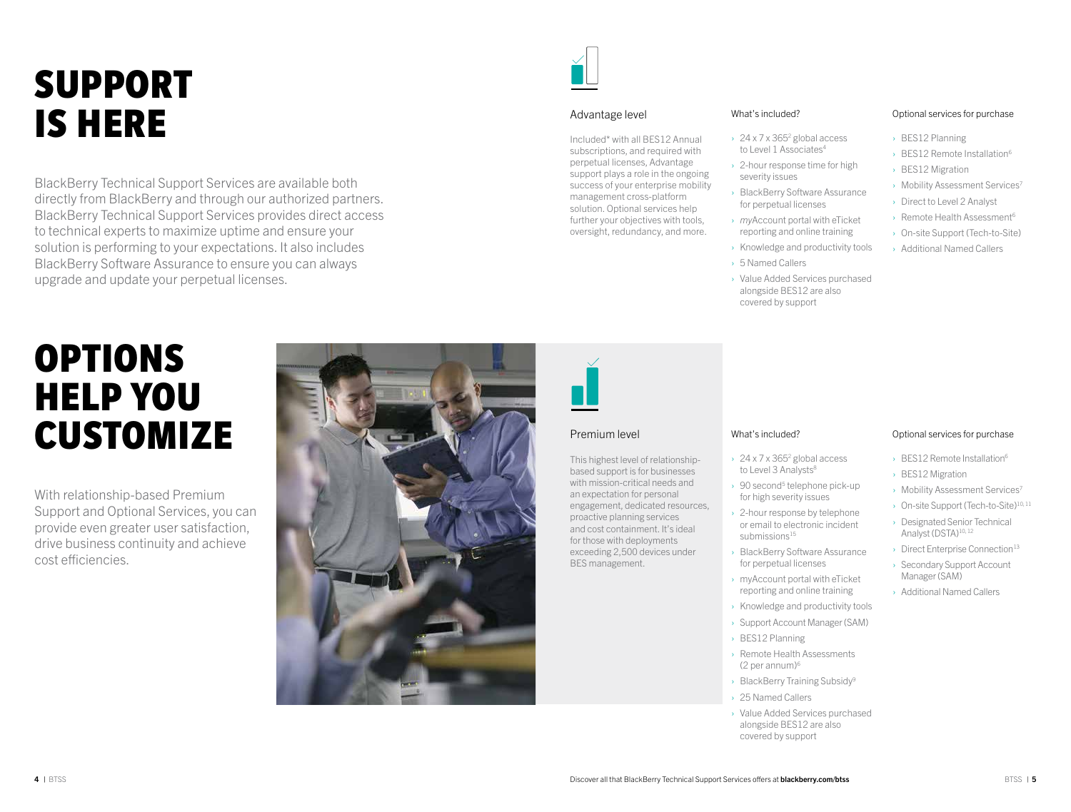# SUPPORT IS HERE

BlackBerry Technical Support Services are available both directly from BlackBerry and through our authorized partners. BlackBerry Technical Support Services provides direct access to technical experts to maximize uptime and ensure your solution is performing to your expectations. It also includes BlackBerry Software Assurance to ensure you can always upgrade and update your perpetual licenses.

### Advantage level

Included* with all BES12 Annual subscriptions, and required with perpetual licenses, Advantage support plays a role in the ongoing success of your enterprise mobility management cross-platform solution. Optional services help further your objectives with tools, oversight, redundancy, and more.

**What's included?**

- 24 x 7 x 365[2] global access to Level 1 Associates[4]
- 2-hour response time for high severity issues
- BlackBerry Software Assurance for perpetual licenses
- *my*Account portal with eTicket reporting and online training
- Knowledge and productivity tools
- 5 Named Callers
- Value Added Services purchased alongside BES12 are also covered by support

**Optional services for purchase**

- BES12 Planning
- BES12 Remote Installation[6]
- BES12 Migration
- Mobility Assessment Services[7]
- Direct to Level 2 Analyst
- Remote Health Assessment[6]
- On-site Support (Tech-to-Site)
- Additional Named Callers

# OPTIONS HELP YOU CUSTOMIZE

With relationship-based Premium Support and Optional Services, you can provide even greater user satisfaction, drive business continuity and achieve cost efficiencies.

### Premium level

This highest level of relationship-based support is for businesses with mission-critical needs and an expectation for personal engagement, dedicated resources, proactive planning services and cost containment. It's ideal for those with deployments exceeding 2,500 devices under BES management.

**What's included?**

- 24 x 7 x 365[2] global access to Level 3 Analysts[8]
- 90 second[5] telephone pick-up for high severity issues
- 2-hour response by telephone or email to electronic incident submissions[15]
- BlackBerry Software Assurance for perpetual licenses
- myAccount portal with eTicket reporting and online training
- Knowledge and productivity tools
- Support Account Manager (SAM)
- BES12 Planning
- Remote Health Assessments (2 per annum)[6]
- BlackBerry Training Subsidy[9]
- 25 Named Callers
- Value Added Services purchased alongside BES12 are also covered by support

**Optional services for purchase**

- BES12 Remote Installation[6]
- BES12 Migration
- Mobility Assessment Services[7]
- On-site Support (Tech-to-Site)[10, 11]
- Designated Senior Technical Analyst (DSTA)[10, 12]
- Direct Enterprise Connection[13]
- Secondary Support Account Manager (SAM)
- Additional Named Callers

Discover all that BlackBerry Technical Support Services offers at **blackberry.com/btss**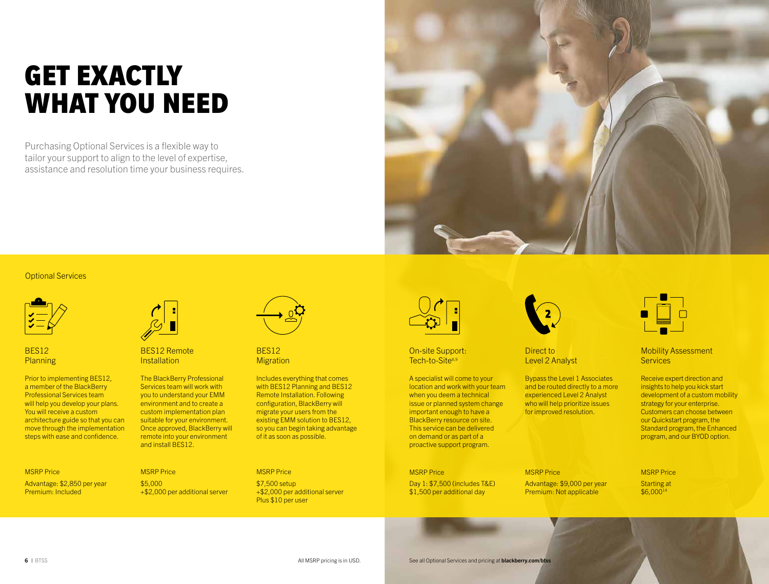# GET EXACTLY WHAT YOU NEED

Purchasing Optional Services is a flexible way to tailor your support to align to the level of expertise, assistance and resolution time your business requires.

## Optional Services

### BES12 Planning

Prior to implementing BES12, a member of the BlackBerry Professional Services team will help you develop your plans. You will receive a custom architecture guide so that you can move through the implementation steps with ease and confidence.

MSRP Price

Advantage: $2,850 per year
Premium: Included

### BES12 Remote Installation

The BlackBerry Professional Services team will work with you to understand your EMM environment and to create a custom implementation plan suitable for your environment. Once approved, BlackBerry will remote into your environment and install BES12.

MSRP Price

$5,000
+$2,000 per additional server

### BES12 Migration

Includes everything that comes with BES12 Planning and BES12 Remote Installation. Following configuration, BlackBerry will migrate your users from the existing EMM solution to BES12, so you can begin taking advantage of it as soon as possible.

MSRP Price

$7,500 setup
+$2,000 per additional server
Plus $10 per user

### On-site Support: Tech-to-Site[8,9]

A specialist will come to your location and work with your team when you deem a technical issue or planned system change important enough to have a BlackBerry resource on site. This service can be delivered on demand or as part of a proactive support program.

MSRP Price

Day 1: $7,500 (includes T&E)
$1,500 per additional day

### Direct to Level 2 Analyst

Bypass the Level 1 Associates and be routed directly to a more experienced Level 2 Analyst who will help prioritize issues for improved resolution.

MSRP Price

Advantage: $9,000 per year
Premium: Not applicable

### Mobility Assessment Services

Receive expert direction and insights to help you kick start development of a custom mobility strategy for your enterprise. Customers can choose between our Quickstart program, the Standard program, the Enhanced program, and our BYOD option.

MSRP Price

Starting at
$6,000[14]

All MSRP pricing is in USD.

See all Optional Services and pricing at **blackberry.com/btss**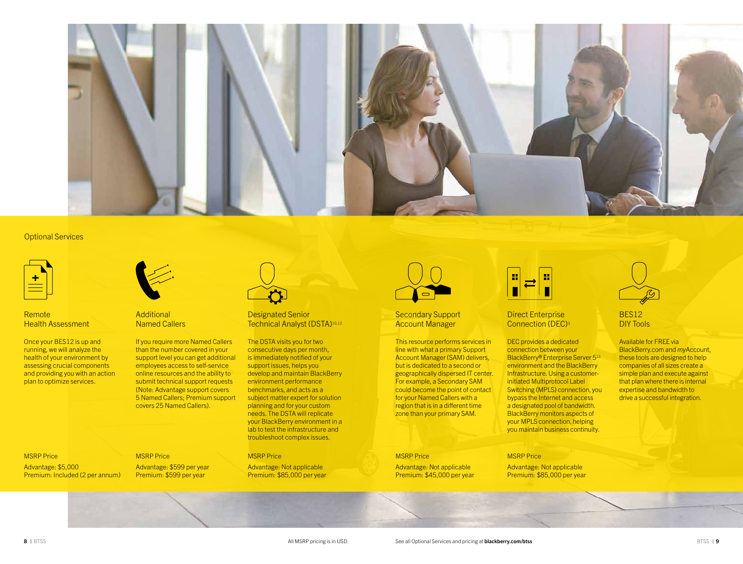## Optional Services

### Remote Health Assessment

Once your BES12 is up and running, we will analyze the health of your environment by assessing crucial components and providing you with an action plan to optimize services.

MSRP Price

Advantage: $5,000
Premium: Included (2 per annum)

### Additional Named Callers

If you require more Named Callers than the number covered in your support level you can get additional employees access to self-service online resources and the ability to submit technical support requests (Note: Advantage support covers 5 Named Callers; Premium support covers 25 Named Callers).

MSRP Price

Advantage: $599 per year
Premium: $599 per year

### Designated Senior Technical Analyst (DSTA)[10,12]

The DSTA visits you for two consecutive days per month, is immediately notified of your support issues, helps you develop and maintain BlackBerry environment performance benchmarks, and acts as a subject matter expert for solution planning and for your custom needs. The DSTA will replicate your BlackBerry environment in a lab to test the infrastructure and troubleshoot complex issues.

MSRP Price

Advantage: Not applicable
Premium: $85,000 per year

### Secondary Support Account Manager

This resource performs services in line with what a primary Support Account Manager (SAM) delivers, but is dedicated to a second or geographically dispersed IT center. For example, a Secondary SAM could become the point of contact for your Named Callers with a region that is in a different time zone than your primary SAM.

MSRP Price

Advantage: Not applicable
Premium: $45,000 per year

### Direct Enterprise Connection (DEC)[3]

DEC provides a dedicated connection between your BlackBerry® Enterprise Server 5[13] environment and the BlackBerry Infrastructure. Using a customer-initiated Multiprotocol Label Switching (MPLS) connection, you bypass the Internet and access a designated pool of bandwidth. BlackBerry monitors aspects of your MPLS connection, helping you maintain business continuity.

MSRP Price

Advantage: Not applicable
Premium: $85,000 per year

### BES12 DIY Tools

Available for FREE via BlackBerry.com and *my*Account, these tools are designed to help companies of all sizes create a simple plan and execute against that plan where there is internal expertise and bandwidth to drive a successful integration.

All MSRP pricing is in USD.

See all Optional Services and pricing at **blackberry.com/btss**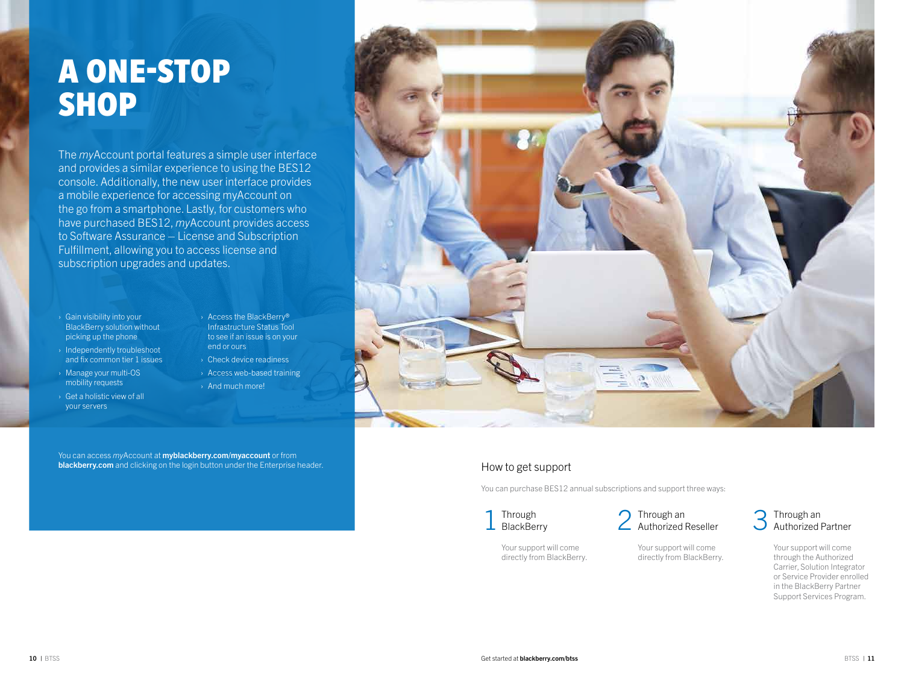# A ONE-STOP SHOP

The *my*Account portal features a simple user interface and provides a similar experience to using the BES12 console. Additionally, the new user interface provides a mobile experience for accessing myAccount on the go from a smartphone. Lastly, for customers who have purchased BES12, *my*Account provides access to Software Assurance – License and Subscription Fulfillment, allowing you to access license and subscription upgrades and updates.

- Gain visibility into your BlackBerry solution without picking up the phone
- Independently troubleshoot and fix common tier 1 issues
- Manage your multi-OS mobility requests
- Get a holistic view of all your servers
- Access the BlackBerry® Infrastructure Status Tool to see if an issue is on your end or ours
- Check device readiness
- Access web-based training
- And much more!

You can access *my*Account at **myblackberry.com/myaccount** or from **blackberry.com** and clicking on the login button under the Enterprise header.

## How to get support

You can purchase BES12 annual subscriptions and support three ways:

**1 Through BlackBerry**

Your support will come directly from BlackBerry.

**2 Through an Authorized Reseller**

Your support will come directly from BlackBerry.

**3 Through an Authorized Partner**

Your support will come through the Authorized Carrier, Solution Integrator or Service Provider enrolled in the BlackBerry Partner Support Services Program.

Get started at **blackberry.com/btss**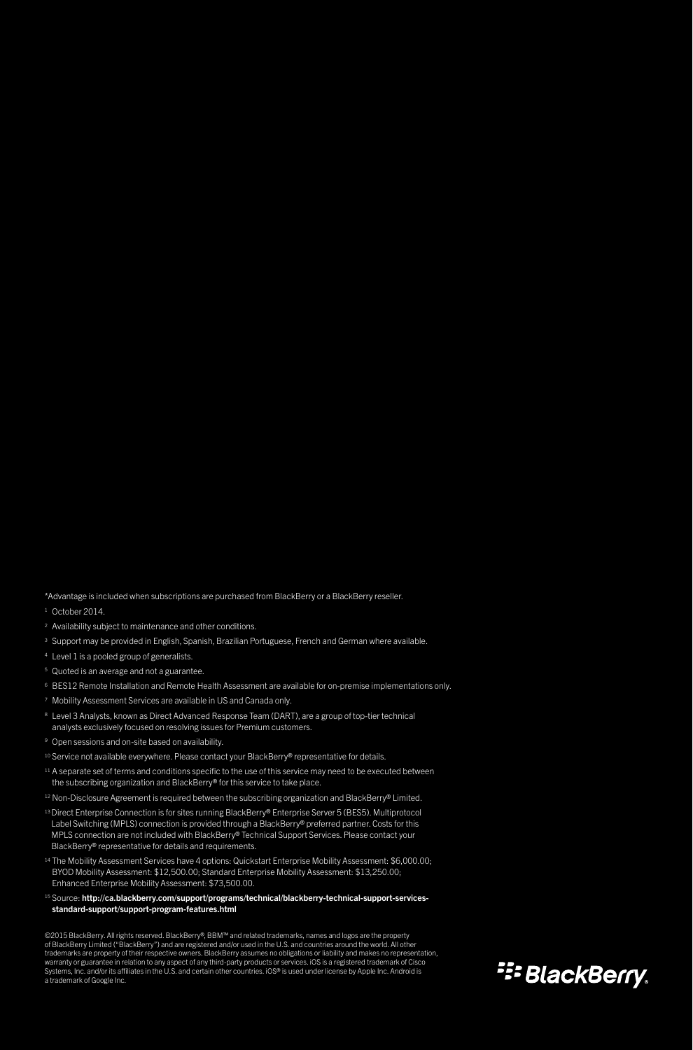*Advantage is included when subscriptions are purchased from BlackBerry or a BlackBerry reseller.

[1] October 2014.

[2] Availability subject to maintenance and other conditions.

[3] Support may be provided in English, Spanish, Brazilian Portuguese, French and German where available.

[4] Level 1 is a pooled group of generalists.

[5] Quoted is an average and not a guarantee.

[6] BES12 Remote Installation and Remote Health Assessment are available for on-premise implementations only.

[7] Mobility Assessment Services are available in US and Canada only.

[8] Level 3 Analysts, known as Direct Advanced Response Team (DART), are a group of top-tier technical analysts exclusively focused on resolving issues for Premium customers.

[9] Open sessions and on-site based on availability.

[10] Service not available everywhere. Please contact your BlackBerry® representative for details.

[11] A separate set of terms and conditions specific to the use of this service may need to be executed between the subscribing organization and BlackBerry® for this service to take place.

[12] Non-Disclosure Agreement is required between the subscribing organization and BlackBerry® Limited.

[13] Direct Enterprise Connection is for sites running BlackBerry® Enterprise Server 5 (BES5). Multiprotocol Label Switching (MPLS) connection is provided through a BlackBerry® preferred partner. Costs for this MPLS connection are not included with BlackBerry® Technical Support Services. Please contact your BlackBerry® representative for details and requirements.

[14] The Mobility Assessment Services have 4 options: Quickstart Enterprise Mobility Assessment: $6,000.00; BYOD Mobility Assessment: $12,500.00; Standard Enterprise Mobility Assessment: $13,250.00; Enhanced Enterprise Mobility Assessment: $73,500.00.

[15] Source: **http://ca.blackberry.com/support/programs/technical/blackberry-technical-support-services-standard-support/support-program-features.html**

©2015 BlackBerry. All rights reserved. BlackBerry®, BBM™ and related trademarks, names and logos are the property of BlackBerry Limited ("BlackBerry") and are registered and/or used in the U.S. and countries around the world. All other trademarks are property of their respective owners. BlackBerry assumes no obligations or liability and makes no representation, warranty or guarantee in relation to any aspect of any third-party products or services. iOS is a registered trademark of Cisco Systems, Inc. and/or its affiliates in the U.S. and certain other countries. iOS® is used under license by Apple Inc. Android is a trademark of Google Inc.

BlackBerry